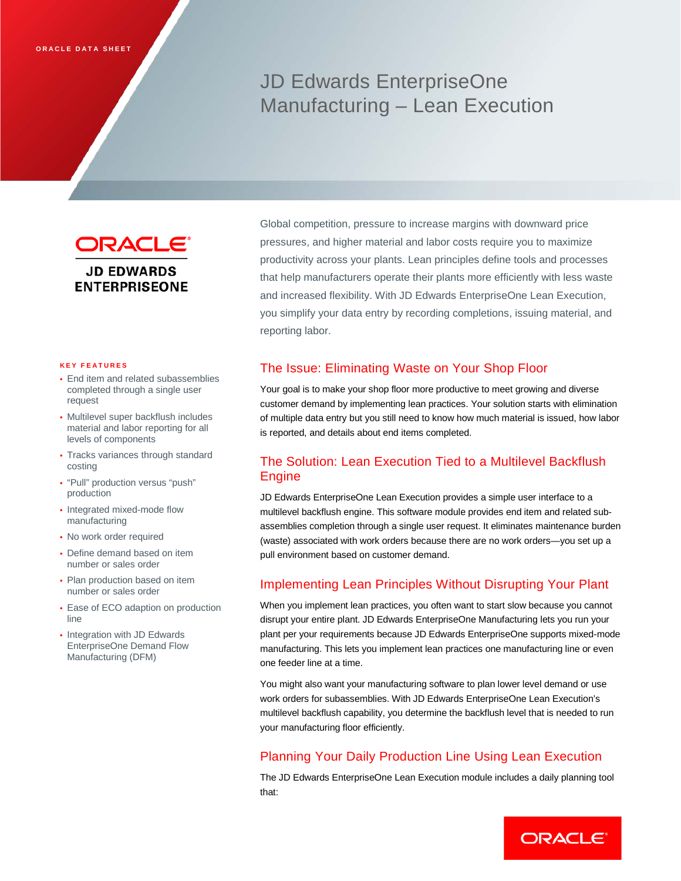ORACLE DATA SHEET

# JD Edwards EnterpriseOne Manufacturing – Lean Execution

Global competition, pressure to increase margins with downward price pressures, and higher material and labor costs require you to maximize productivity across your plants. Lean principles define tools and processes that help manufacturers operate their plants more efficiently with less waste and increased flexibility. With JD Edwards EnterpriseOne Lean Execution, you simplify your data entry by recording completions, issuing material, and reporting labor.

**KEY FEATURES**

- End item and related subassemblies completed through a single user request
- Multilevel super backflush includes material and labor reporting for all levels of components
- Tracks variances through standard costing
- "Pull" production versus "push" production
- Integrated mixed-mode flow manufacturing
- No work order required
- Define demand based on item number or sales order
- Plan production based on item number or sales order
- Ease of ECO adaption on production line
- Integration with JD Edwards EnterpriseOne Demand Flow Manufacturing (DFM)

## The Issue: Eliminating Waste on Your Shop Floor

Your goal is to make your shop floor more productive to meet growing and diverse customer demand by implementing lean practices. Your solution starts with elimination of multiple data entry but you still need to know how much material is issued, how labor is reported, and details about end items completed.

## The Solution: Lean Execution Tied to a Multilevel Backflush Engine

JD Edwards EnterpriseOne Lean Execution provides a simple user interface to a multilevel backflush engine. This software module provides end item and related sub-assemblies completion through a single user request. It eliminates maintenance burden (waste) associated with work orders because there are no work orders—you set up a pull environment based on customer demand.

## Implementing Lean Principles Without Disrupting Your Plant

When you implement lean practices, you often want to start slow because you cannot disrupt your entire plant. JD Edwards EnterpriseOne Manufacturing lets you run your plant per your requirements because JD Edwards EnterpriseOne supports mixed-mode manufacturing. This lets you implement lean practices one manufacturing line or even one feeder line at a time.

You might also want your manufacturing software to plan lower level demand or use work orders for subassemblies. With JD Edwards EnterpriseOne Lean Execution's multilevel backflush capability, you determine the backflush level that is needed to run your manufacturing floor efficiently.

## Planning Your Daily Production Line Using Lean Execution

The JD Edwards EnterpriseOne Lean Execution module includes a daily planning tool that: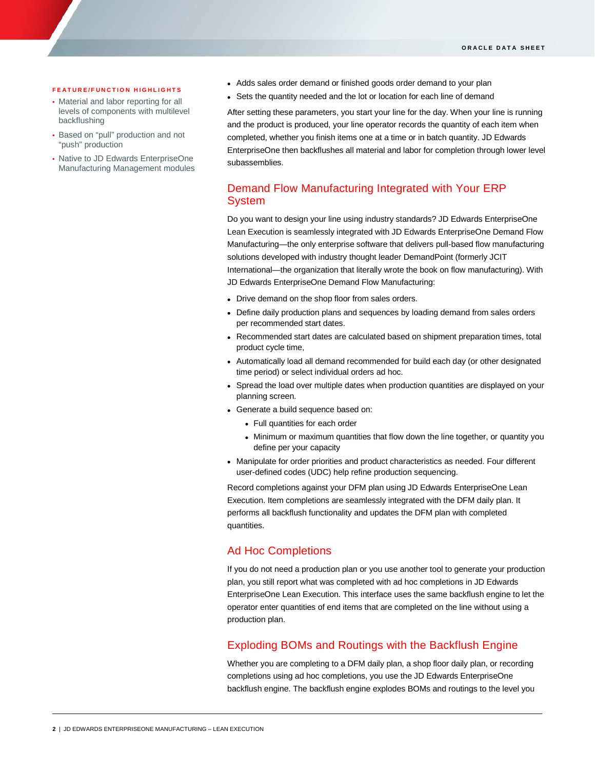**FEATURE/FUNCTION HIGHLIGHTS**

- Material and labor reporting for all levels of components with multilevel backflushing
- Based on "pull" production and not "push" production
- Native to JD Edwards EnterpriseOne Manufacturing Management modules

- Adds sales order demand or finished goods order demand to your plan
- Sets the quantity needed and the lot or location for each line of demand

After setting these parameters, you start your line for the day. When your line is running and the product is produced, your line operator records the quantity of each item when completed, whether you finish items one at a time or in batch quantity. JD Edwards EnterpriseOne then backflushes all material and labor for completion through lower level subassemblies.

## Demand Flow Manufacturing Integrated with Your ERP System

Do you want to design your line using industry standards? JD Edwards EnterpriseOne Lean Execution is seamlessly integrated with JD Edwards EnterpriseOne Demand Flow Manufacturing—the only enterprise software that delivers pull-based flow manufacturing solutions developed with industry thought leader DemandPoint (formerly JCIT International—the organization that literally wrote the book on flow manufacturing). With JD Edwards EnterpriseOne Demand Flow Manufacturing:

- Drive demand on the shop floor from sales orders.
- Define daily production plans and sequences by loading demand from sales orders per recommended start dates.
- Recommended start dates are calculated based on shipment preparation times, total product cycle time,
- Automatically load all demand recommended for build each day (or other designated time period) or select individual orders ad hoc.
- Spread the load over multiple dates when production quantities are displayed on your planning screen.
- Generate a build sequence based on:
  - Full quantities for each order
  - Minimum or maximum quantities that flow down the line together, or quantity you define per your capacity
- Manipulate for order priorities and product characteristics as needed. Four different user-defined codes (UDC) help refine production sequencing.

Record completions against your DFM plan using JD Edwards EnterpriseOne Lean Execution. Item completions are seamlessly integrated with the DFM daily plan. It performs all backflush functionality and updates the DFM plan with completed quantities.

## Ad Hoc Completions

If you do not need a production plan or you use another tool to generate your production plan, you still report what was completed with ad hoc completions in JD Edwards EnterpriseOne Lean Execution. This interface uses the same backflush engine to let the operator enter quantities of end items that are completed on the line without using a production plan.

## Exploding BOMs and Routings with the Backflush Engine

Whether you are completing to a DFM daily plan, a shop floor daily plan, or recording completions using ad hoc completions, you use the JD Edwards EnterpriseOne backflush engine. The backflush engine explodes BOMs and routings to the level you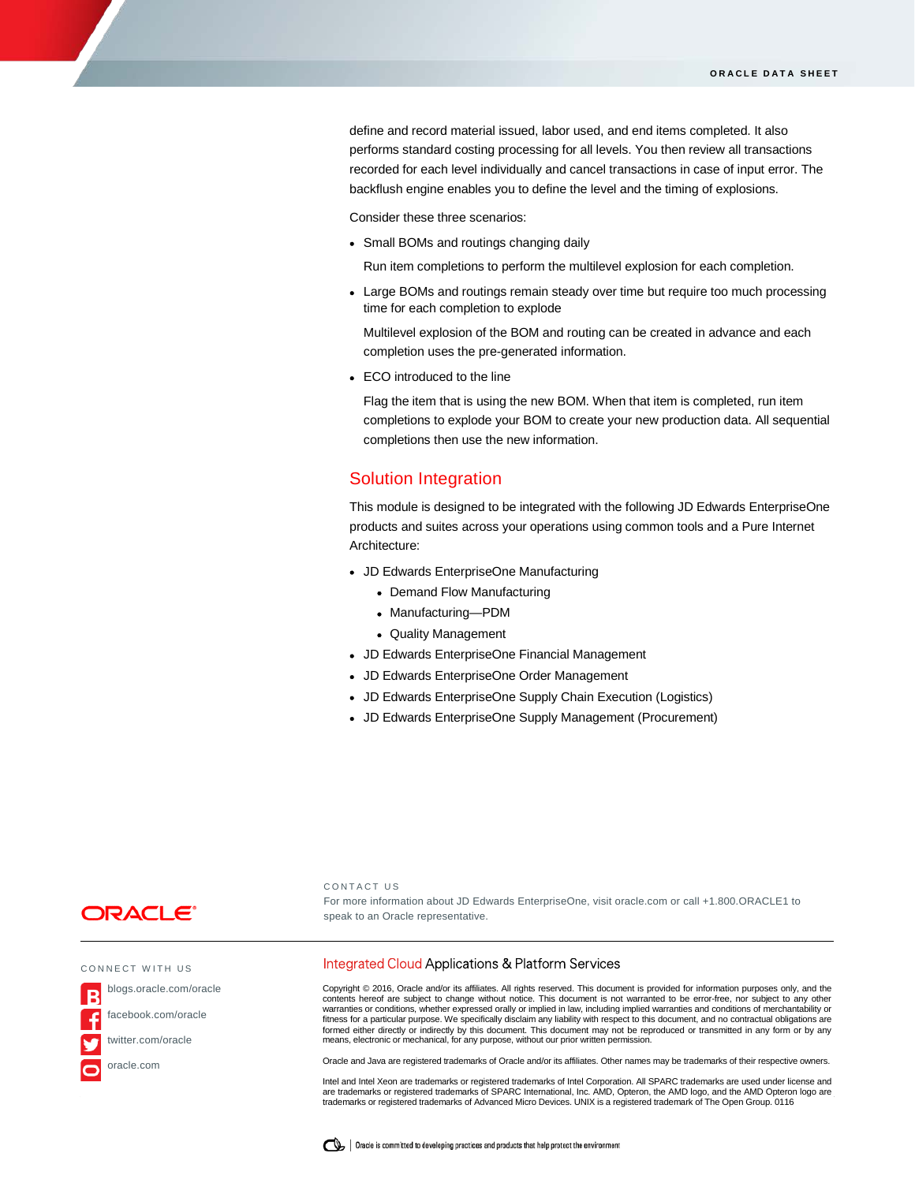define and record material issued, labor used, and end items completed. It also performs standard costing processing for all levels. You then review all transactions recorded for each level individually and cancel transactions in case of input error. The backflush engine enables you to define the level and the timing of explosions.

Consider these three scenarios:

- Small BOMs and routings changing daily

  Run item completions to perform the multilevel explosion for each completion.

- Large BOMs and routings remain steady over time but require too much processing time for each completion to explode

  Multilevel explosion of the BOM and routing can be created in advance and each completion uses the pre-generated information.

- ECO introduced to the line

  Flag the item that is using the new BOM. When that item is completed, run item completions to explode your BOM to create your new production data. All sequential completions then use the new information.

## Solution Integration

This module is designed to be integrated with the following JD Edwards EnterpriseOne products and suites across your operations using common tools and a Pure Internet Architecture:

- JD Edwards EnterpriseOne Manufacturing
  - Demand Flow Manufacturing
  - Manufacturing—PDM
  - Quality Management
- JD Edwards EnterpriseOne Financial Management
- JD Edwards EnterpriseOne Order Management
- JD Edwards EnterpriseOne Supply Chain Execution (Logistics)
- JD Edwards EnterpriseOne Supply Management (Procurement)

ORACLE

CONTACT US

For more information about JD Edwards EnterpriseOne, visit oracle.com or call +1.800.ORACLE1 to speak to an Oracle representative.

CONNECT WITH US

blogs.oracle.com/oracle

facebook.com/oracle

twitter.com/oracle

oracle.com

Integrated Cloud Applications & Platform Services

Copyright © 2016, Oracle and/or its affiliates. All rights reserved. This document is provided for information purposes only, and the contents hereof are subject to change without notice. This document is not warranted to be error-free, nor subject to any other warranties or conditions, whether expressed orally or implied in law, including implied warranties and conditions of merchantability or fitness for a particular purpose. We specifically disclaim any liability with respect to this document, and no contractual obligations are formed either directly or indirectly by this document. This document may not be reproduced or transmitted in any form or by any means, electronic or mechanical, for any purpose, without our prior written permission.

Oracle and Java are registered trademarks of Oracle and/or its affiliates. Other names may be trademarks of their respective owners.

Intel and Intel Xeon are trademarks or registered trademarks of Intel Corporation. All SPARC trademarks are used under license and are trademarks or registered trademarks of SPARC International, Inc. AMD, Opteron, the AMD logo, and the AMD Opteron logo are trademarks or registered trademarks of Advanced Micro Devices. UNIX is a registered trademark of The Open Group. 0116

Oracle is committed to developing practices and products that help protect the environment